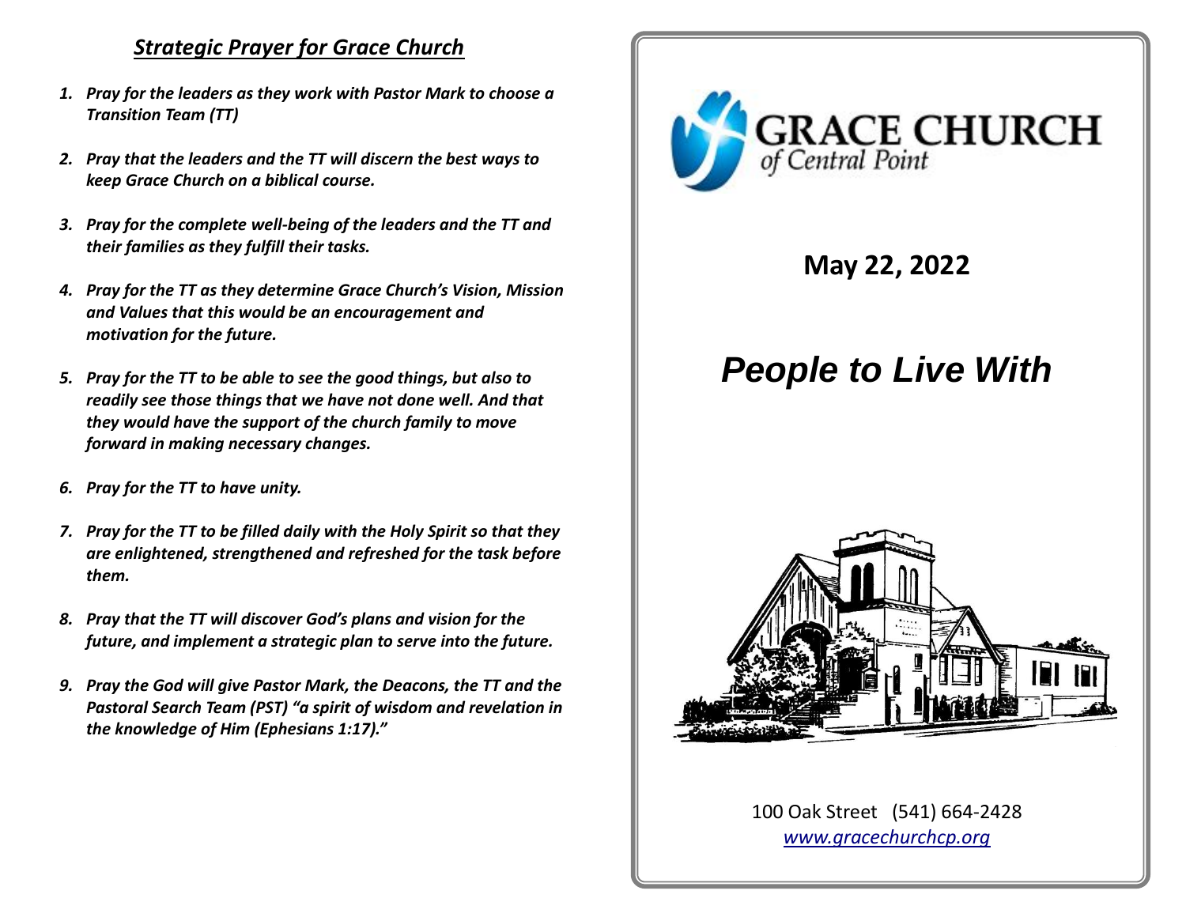## ***Strategic Prayer for Grace Church***

1. ***Pray for the leaders as they work with Pastor Mark to choose a Transition Team (TT)***
2. ***Pray that the leaders and the TT will discern the best ways to keep Grace Church on a biblical course.***
3. ***Pray for the complete well-being of the leaders and the TT and their families as they fulfill their tasks.***
4. ***Pray for the TT as they determine Grace Church's Vision, Mission and Values that this would be an encouragement and motivation for the future.***
5. ***Pray for the TT to be able to see the good things, but also to readily see those things that we have not done well. And that they would have the support of the church family to move forward in making necessary changes.***
6. ***Pray for the TT to have unity.***
7. ***Pray for the TT to be filled daily with the Holy Spirit so that they are enlightened, strengthened and refreshed for the task before them.***
8. ***Pray that the TT will discover God's plans and vision for the future, and implement a strategic plan to serve into the future.***
9. ***Pray the God will give Pastor Mark, the Deacons, the TT and the Pastoral Search Team (PST) "a spirit of wisdom and revelation in the knowledge of Him (Ephesians 1:17)."***

GRACE CHURCH
of Central Point

**May 22, 2022**

# ***People to Live With***

100 Oak Street (541) 664-2428
*www.gracechurchcp.org*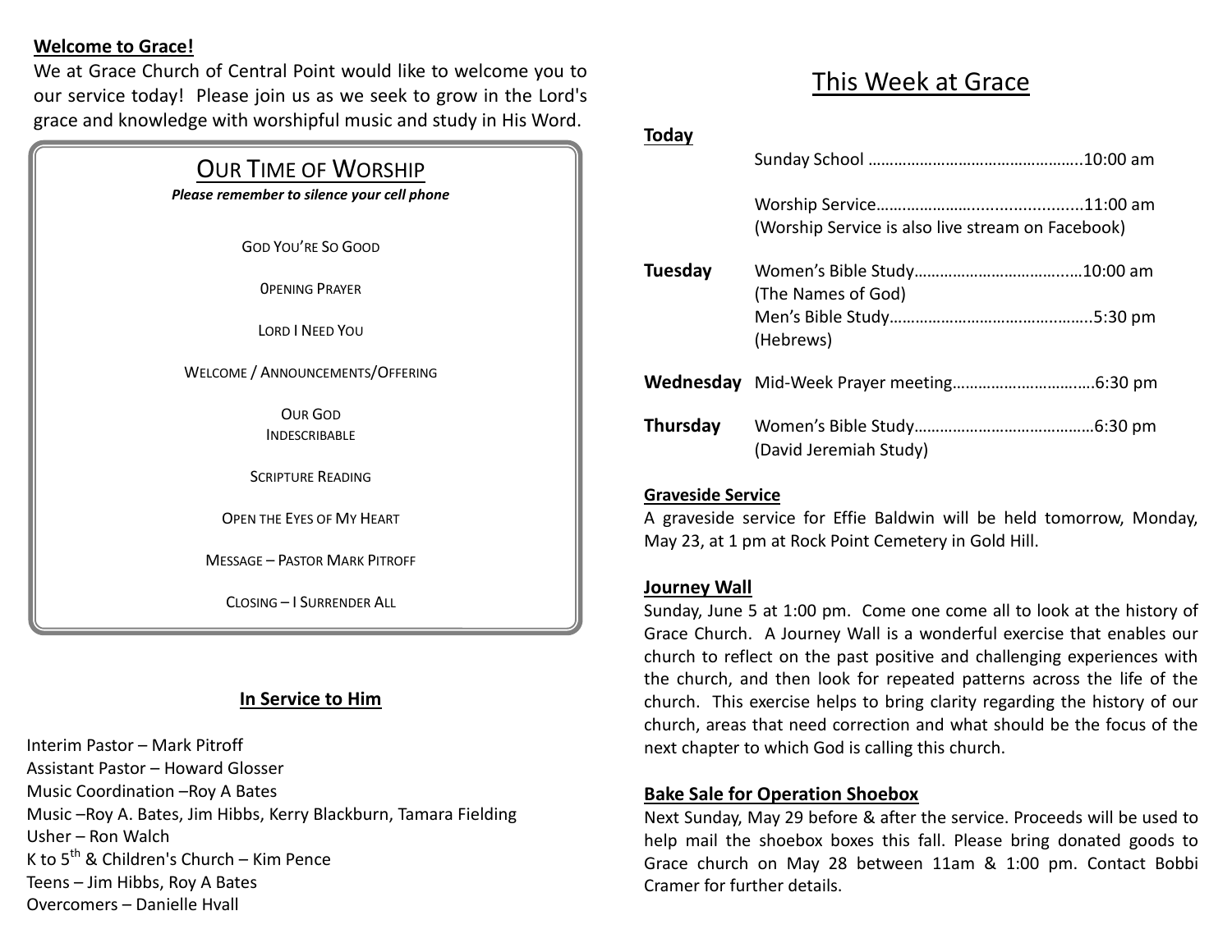**Welcome to Grace!**

We at Grace Church of Central Point would like to welcome you to our service today! Please join us as we seek to grow in the Lord's grace and knowledge with worshipful music and study in His Word.

## Our Time of Worship

***Please remember to silence your cell phone***

God You're So Good

0pening Prayer

Lord I Need You

Welcome / Announcements/Offering

Our God
Indescribable

Scripture Reading

Open the Eyes of My Heart

Message – Pastor Mark Pitroff

Closing – I Surrender All

### In Service to Him

Interim Pastor – Mark Pitroff
Assistant Pastor – Howard Glosser
Music Coordination –Roy A Bates
Music –Roy A. Bates, Jim Hibbs, Kerry Blackburn, Tamara Fielding
Usher – Ron Walch
K to 5th & Children's Church – Kim Pence
Teens – Jim Hibbs, Roy A Bates
Overcomers – Danielle Hvall

# This Week at Grace

**Today**

Sunday School ………………………………………….10:00 am

Worship Service…………………….....................11:00 am
(Worship Service is also live stream on Facebook)

**Tuesday** Women's Bible Study……………………………..…10:00 am
(The Names of God)
Men's Bible Study…………………………….….……..5:30 pm
(Hebrews)

**Wednesday** Mid-Week Prayer meeting……………………..…….6:30 pm

**Thursday** Women's Bible Study……………………………………6:30 pm
(David Jeremiah Study)

**Graveside Service**

A graveside service for Effie Baldwin will be held tomorrow, Monday, May 23, at 1 pm at Rock Point Cemetery in Gold Hill.

**Journey Wall**

Sunday, June 5 at 1:00 pm. Come one come all to look at the history of Grace Church. A Journey Wall is a wonderful exercise that enables our church to reflect on the past positive and challenging experiences with the church, and then look for repeated patterns across the life of the church. This exercise helps to bring clarity regarding the history of our church, areas that need correction and what should be the focus of the next chapter to which God is calling this church.

**Bake Sale for Operation Shoebox**

Next Sunday, May 29 before & after the service. Proceeds will be used to help mail the shoebox boxes this fall. Please bring donated goods to Grace church on May 28 between 11am & 1:00 pm. Contact Bobbi Cramer for further details.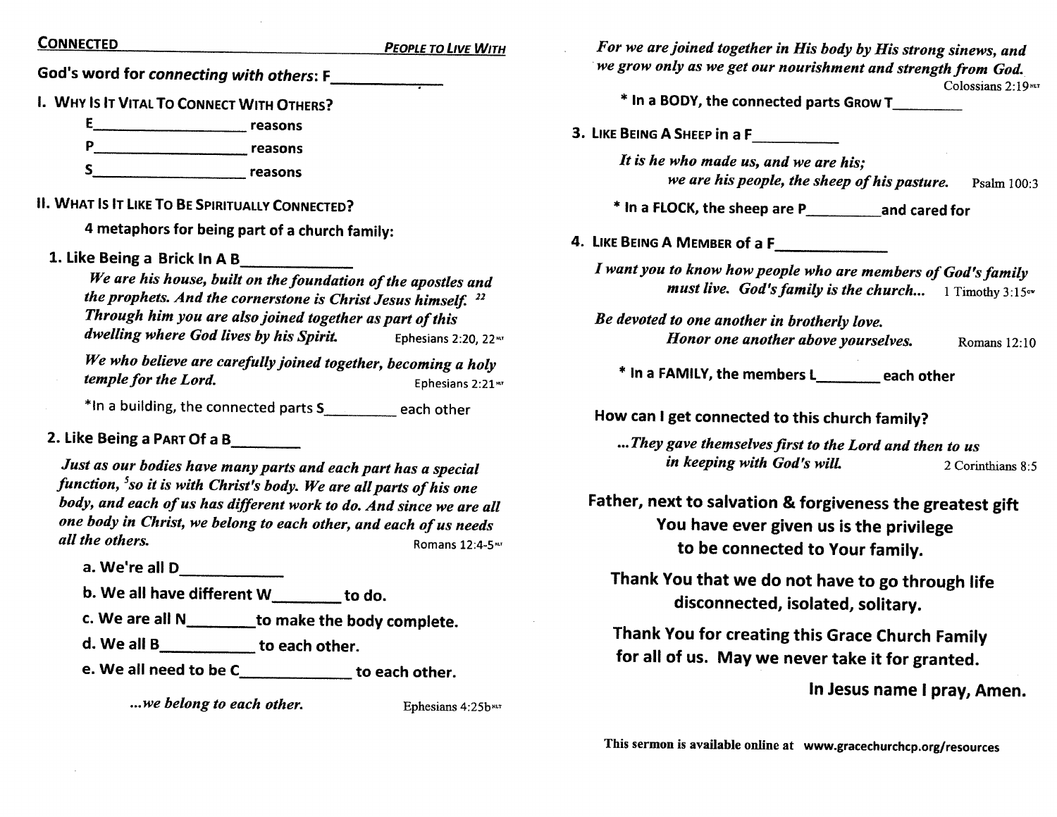**CONNECTED** **PEOPLE TO LIVE WITH**

**God's word for *connecting with others*: F______________**

## I. WHY IS IT VITAL TO CONNECT WITH OTHERS?

E____________________ reasons

P____________________ reasons

S____________________ reasons

## II. WHAT IS IT LIKE TO BE SPIRITUALLY CONNECTED?

**4 metaphors for being part of a church family:**

### 1. Like Being a Brick In A B_____________

*We are his house, built on the foundation of the apostles and the prophets. And the cornerstone is Christ Jesus himself.* [22] *Through him you are also joined together as part of this dwelling where God lives by his Spirit.* Ephesians 2:20, 22 NLT

*We who believe are carefully joined together, becoming a holy temple for the Lord.* Ephesians 2:21 NLT

*In a building, the connected parts S_________ each other

### 2. Like Being a PART Of a B________

*Just as our bodies have many parts and each part has a special function,* [5] *so it is with Christ's body. We are all parts of his one body, and each of us has different work to do. And since we are all one body in Christ, we belong to each other, and each of us needs all the others.* Romans 12:4-5 NLT

a. We're all D____________

b. We all have different W________ to do.

c. We are all N________to make the body complete.

d. We all B___________ to each other.

e. We all need to be C_____________ to each other.

*...we belong to each other.* Ephesians 4:25b NLT

*For we are joined together in His body by His strong sinews, and we grow only as we get our nourishment and strength from God.* Colossians 2:19 NLT

* In a BODY, the connected parts GROW T_________

### 3. LIKE BEING A SHEEP in a F__________

*It is he who made us, and we are his; we are his people, the sheep of his pasture.* Psalm 100:3

* In a FLOCK, the sheep are P_________and cared for

### 4. LIKE BEING A MEMBER of a F_____________

*I want you to know how people who are members of God's family must live. God's family is the church...* 1 Timothy 3:15 CEV

*Be devoted to one another in brotherly love. Honor one another above yourselves.* Romans 12:10

* In a FAMILY, the members L________ each other

**How can I get connected to this church family?**

*...They gave themselves first to the Lord and then to us in keeping with God's will.* 2 Corinthians 8:5

**Father, next to salvation & forgiveness the greatest gift You have ever given us is the privilege to be connected to Your family.**

**Thank You that we do not have to go through life disconnected, isolated, solitary.**

**Thank You for creating this Grace Church Family for all of us. May we never take it for granted.**

**In Jesus name I pray, Amen.**

**This sermon is available online at www.gracechurchcp.org/resources**